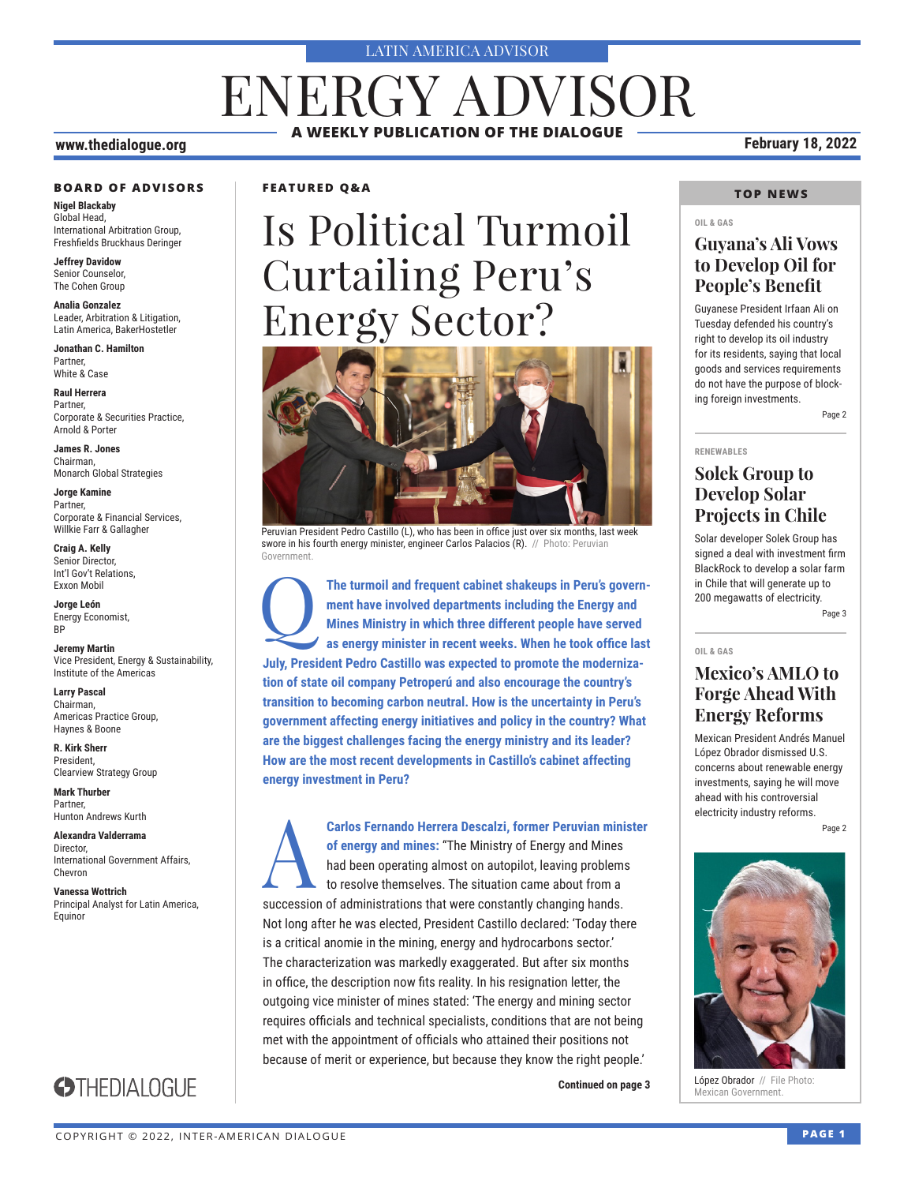LATIN AMERICA ADVISOR

# ENERGY ADVISOR

**A WEEKLY PUBLICATION OF THE DIALOGUE**

www.thedialogue.org

**February 18, 2022**

### BOARD OF ADVISORS

**Nigel Blackaby**
Global Head,
International Arbitration Group,
Freshfields Bruckhaus Deringer

**Jeffrey Davidow**
Senior Counselor,
The Cohen Group

**Analia Gonzalez**
Leader, Arbitration & Litigation,
Latin America, BakerHostetler

**Jonathan C. Hamilton**
Partner,
White & Case

**Raul Herrera**
Partner,
Corporate & Securities Practice,
Arnold & Porter

**James R. Jones**
Chairman,
Monarch Global Strategies

**Jorge Kamine**
Partner,
Corporate & Financial Services,
Willkie Farr & Gallagher

**Craig A. Kelly**
Senior Director,
Int'l Gov't Relations,
Exxon Mobil

**Jorge León**
Energy Economist,
BP

**Jeremy Martin**
Vice President, Energy & Sustainability,
Institute of the Americas

**Larry Pascal**
Chairman,
Americas Practice Group,
Haynes & Boone

**R. Kirk Sherr**
President,
Clearview Strategy Group

**Mark Thurber**
Partner,
Hunton Andrews Kurth

**Alexandra Valderrama**
Director,
International Government Affairs,
Chevron

**Vanessa Wottrich**
Principal Analyst for Latin America,
Equinor

THEDIALOGUE

### FEATURED Q&A

# Is Political Turmoil Curtailing Peru's Energy Sector?

Peruvian President Pedro Castillo (L), who has been in office just over six months, last week swore in his fourth energy minister, engineer Carlos Palacios (R). // Photo: Peruvian Government.

**Q The turmoil and frequent cabinet shakeups in Peru's government have involved departments including the Energy and Mines Ministry in which three different people have served as energy minister in recent weeks. When he took office last July, President Pedro Castillo was expected to promote the modernization of state oil company Petroperú and also encourage the country's transition to becoming carbon neutral. How is the uncertainty in Peru's government affecting energy initiatives and policy in the country? What are the biggest challenges facing the energy ministry and its leader? How are the most recent developments in Castillo's cabinet affecting energy investment in Peru?**

**A Carlos Fernando Herrera Descalzi, former Peruvian minister of energy and mines:** "The Ministry of Energy and Mines had been operating almost on autopilot, leaving problems to resolve themselves. The situation came about from a succession of administrations that were constantly changing hands. Not long after he was elected, President Castillo declared: 'Today there is a critical anomie in the mining, energy and hydrocarbons sector.' The characterization was markedly exaggerated. But after six months in office, the description now fits reality. In his resignation letter, the outgoing vice minister of mines stated: 'The energy and mining sector requires officials and technical specialists, conditions that are not being met with the appointment of officials who attained their positions not because of merit or experience, but because they know the right people.'

**Continued on page 3**

### TOP NEWS

OIL & GAS

## Guyana's Ali Vows to Develop Oil for People's Benefit

Guyanese President Irfaan Ali on Tuesday defended his country's right to develop its oil industry for its residents, saying that local goods and services requirements do not have the purpose of blocking foreign investments.

Page 2

RENEWABLES

## Solek Group to Develop Solar Projects in Chile

Solar developer Solek Group has signed a deal with investment firm BlackRock to develop a solar farm in Chile that will generate up to 200 megawatts of electricity.

Page 3

OIL & GAS

## Mexico's AMLO to Forge Ahead With Energy Reforms

Mexican President Andrés Manuel López Obrador dismissed U.S. concerns about renewable energy investments, saying he will move ahead with his controversial electricity industry reforms.

Page 2

López Obrador // File Photo: Mexican Government.

COPYRIGHT © 2022, INTER-AMERICAN DIALOGUE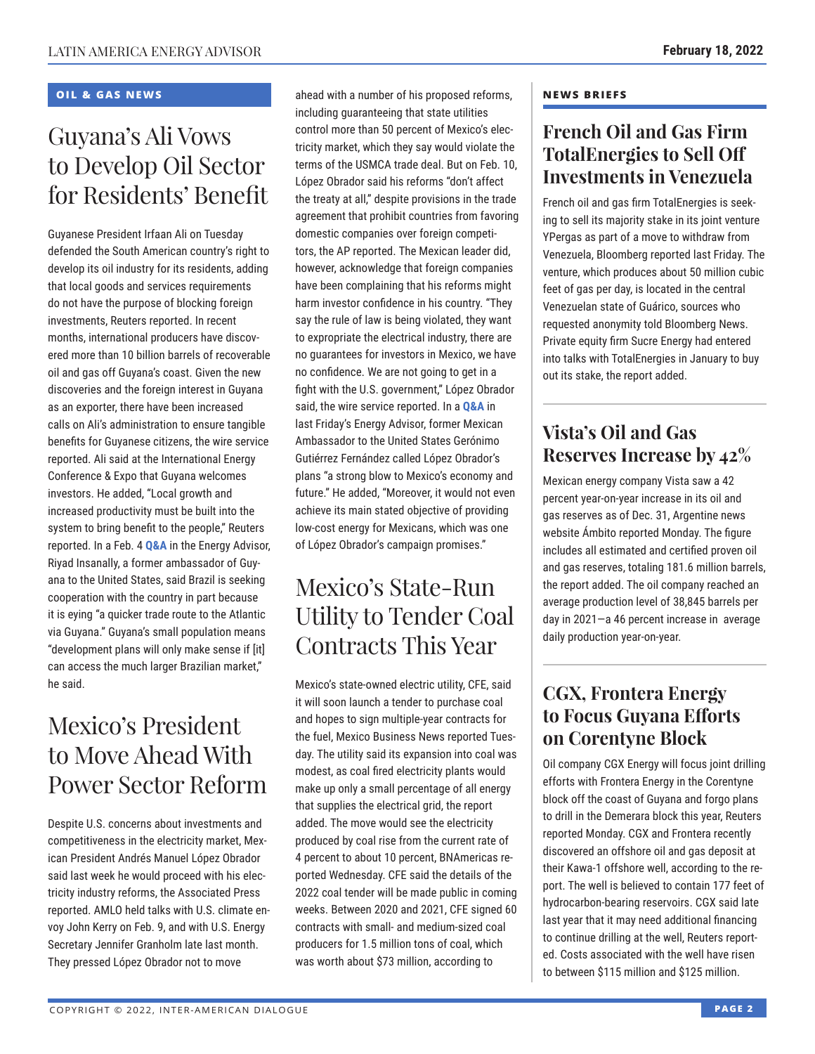## OIL & GAS NEWS

# Guyana's Ali Vows to Develop Oil Sector for Residents' Benefit

Guyanese President Irfaan Ali on Tuesday defended the South American country's right to develop its oil industry for its residents, adding that local goods and services requirements do not have the purpose of blocking foreign investments, Reuters reported. In recent months, international producers have discovered more than 10 billion barrels of recoverable oil and gas off Guyana's coast. Given the new discoveries and the foreign interest in Guyana as an exporter, there have been increased calls on Ali's administration to ensure tangible benefits for Guyanese citizens, the wire service reported. Ali said at the International Energy Conference & Expo that Guyana welcomes investors. He added, "Local growth and increased productivity must be built into the system to bring benefit to the people," Reuters reported. In a Feb. 4 **Q&A** in the Energy Advisor, Riyad Insanally, a former ambassador of Guyana to the United States, said Brazil is seeking cooperation with the country in part because it is eying "a quicker trade route to the Atlantic via Guyana." Guyana's small population means "development plans will only make sense if [it] can access the much larger Brazilian market," he said.

# Mexico's President to Move Ahead With Power Sector Reform

Despite U.S. concerns about investments and competitiveness in the electricity market, Mexican President Andrés Manuel López Obrador said last week he would proceed with his electricity industry reforms, the Associated Press reported. AMLO held talks with U.S. climate envoy John Kerry on Feb. 9, and with U.S. Energy Secretary Jennifer Granholm late last month. They pressed López Obrador not to move ahead with a number of his proposed reforms, including guaranteeing that state utilities control more than 50 percent of Mexico's electricity market, which they say would violate the terms of the USMCA trade deal. But on Feb. 10, López Obrador said his reforms "don't affect the treaty at all," despite provisions in the trade agreement that prohibit countries from favoring domestic companies over foreign competitors, the AP reported. The Mexican leader did, however, acknowledge that foreign companies have been complaining that his reforms might harm investor confidence in his country. "They say the rule of law is being violated, they want to expropriate the electrical industry, there are no guarantees for investors in Mexico, we have no confidence. We are not going to get in a fight with the U.S. government," López Obrador said, the wire service reported. In a **Q&A** in last Friday's Energy Advisor, former Mexican Ambassador to the United States Gerónimo Gutiérrez Fernández called López Obrador's plans "a strong blow to Mexico's economy and future." He added, "Moreover, it would not even achieve its main stated objective of providing low-cost energy for Mexicans, which was one of López Obrador's campaign promises."

# Mexico's State-Run Utility to Tender Coal Contracts This Year

Mexico's state-owned electric utility, CFE, said it will soon launch a tender to purchase coal and hopes to sign multiple-year contracts for the fuel, Mexico Business News reported Tuesday. The utility said its expansion into coal was modest, as coal fired electricity plants would make up only a small percentage of all energy that supplies the electrical grid, the report added. The move would see the electricity produced by coal rise from the current rate of 4 percent to about 10 percent, BNAmericas reported Wednesday. CFE said the details of the 2022 coal tender will be made public in coming weeks. Between 2020 and 2021, CFE signed 60 contracts with small- and medium-sized coal producers for 1.5 million tons of coal, which was worth about $73 million, according to

## NEWS BRIEFS

### French Oil and Gas Firm TotalEnergies to Sell Off Investments in Venezuela

French oil and gas firm TotalEnergies is seeking to sell its majority stake in its joint venture YPergas as part of a move to withdraw from Venezuela, Bloomberg reported last Friday. The venture, which produces about 50 million cubic feet of gas per day, is located in the central Venezuelan state of Guárico, sources who requested anonymity told Bloomberg News. Private equity firm Sucre Energy had entered into talks with TotalEnergies in January to buy out its stake, the report added.

### Vista's Oil and Gas Reserves Increase by 42%

Mexican energy company Vista saw a 42 percent year-on-year increase in its oil and gas reserves as of Dec. 31, Argentine news website Ámbito reported Monday. The figure includes all estimated and certified proven oil and gas reserves, totaling 181.6 million barrels, the report added. The oil company reached an average production level of 38,845 barrels per day in 2021—a 46 percent increase in average daily production year-on-year.

### CGX, Frontera Energy to Focus Guyana Efforts on Corentyne Block

Oil company CGX Energy will focus joint drilling efforts with Frontera Energy in the Corentyne block off the coast of Guyana and forgo plans to drill in the Demerara block this year, Reuters reported Monday. CGX and Frontera recently discovered an offshore oil and gas deposit at their Kawa-1 offshore well, according to the report. The well is believed to contain 177 feet of hydrocarbon-bearing reservoirs. CGX said late last year that it may need additional financing to continue drilling at the well, Reuters reported. Costs associated with the well have risen to between $115 million and $125 million.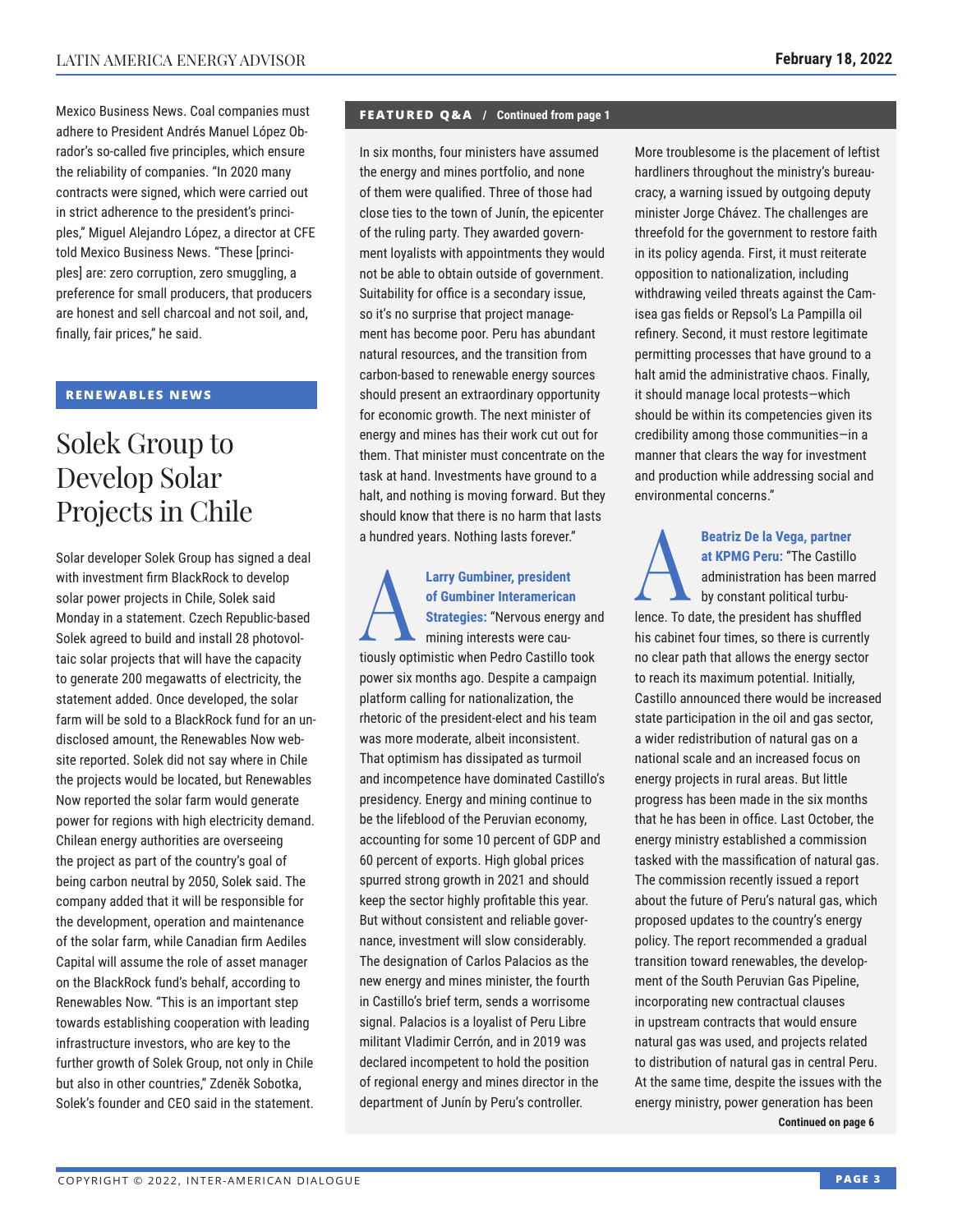Mexico Business News. Coal companies must adhere to President Andrés Manuel López Obrador's so-called five principles, which ensure the reliability of companies. "In 2020 many contracts were signed, which were carried out in strict adherence to the president's principles," Miguel Alejandro López, a director at CFE told Mexico Business News. "These [principles] are: zero corruption, zero smuggling, a preference for small producers, that producers are honest and sell charcoal and not soil, and, finally, fair prices," he said.

**RENEWABLES NEWS**

## Solek Group to Develop Solar Projects in Chile

Solar developer Solek Group has signed a deal with investment firm BlackRock to develop solar power projects in Chile, Solek said Monday in a statement. Czech Republic-based Solek agreed to build and install 28 photovoltaic solar projects that will have the capacity to generate 200 megawatts of electricity, the statement added. Once developed, the solar farm will be sold to a BlackRock fund for an undisclosed amount, the Renewables Now website reported. Solek did not say where in Chile the projects would be located, but Renewables Now reported the solar farm would generate power for regions with high electricity demand. Chilean energy authorities are overseeing the project as part of the country's goal of being carbon neutral by 2050, Solek said. The company added that it will be responsible for the development, operation and maintenance of the solar farm, while Canadian firm Aediles Capital will assume the role of asset manager on the BlackRock fund's behalf, according to Renewables Now. "This is an important step towards establishing cooperation with leading infrastructure investors, who are key to the further growth of Solek Group, not only in Chile but also in other countries," Zdeněk Sobotka, Solek's founder and CEO said in the statement.

**FEATURED Q&A / Continued from page 1**

In six months, four ministers have assumed the energy and mines portfolio, and none of them were qualified. Three of those had close ties to the town of Junín, the epicenter of the ruling party. They awarded government loyalists with appointments they would not be able to obtain outside of government. Suitability for office is a secondary issue, so it's no surprise that project management has become poor. Peru has abundant natural resources, and the transition from carbon-based to renewable energy sources should present an extraordinary opportunity for economic growth. The next minister of energy and mines has their work cut out for them. That minister must concentrate on the task at hand. Investments have ground to a halt, and nothing is moving forward. But they should know that there is no harm that lasts a hundred years. Nothing lasts forever."

**A** **Larry Gumbiner, president of Gumbiner Interamerican Strategies:** "Nervous energy and mining interests were cautiously optimistic when Pedro Castillo took power six months ago. Despite a campaign platform calling for nationalization, the rhetoric of the president-elect and his team was more moderate, albeit inconsistent. That optimism has dissipated as turmoil and incompetence have dominated Castillo's presidency. Energy and mining continue to be the lifeblood of the Peruvian economy, accounting for some 10 percent of GDP and 60 percent of exports. High global prices spurred strong growth in 2021 and should keep the sector highly profitable this year. But without consistent and reliable governance, investment will slow considerably. The designation of Carlos Palacios as the new energy and mines minister, the fourth in Castillo's brief term, sends a worrisome signal. Palacios is a loyalist of Peru Libre militant Vladimir Cerrón, and in 2019 was declared incompetent to hold the position of regional energy and mines director in the department of Junín by Peru's controller. More troublesome is the placement of leftist hardliners throughout the ministry's bureaucracy, a warning issued by outgoing deputy minister Jorge Chávez. The challenges are threefold for the government to restore faith in its policy agenda. First, it must reiterate opposition to nationalization, including withdrawing veiled threats against the Camisea gas fields or Repsol's La Pampilla oil refinery. Second, it must restore legitimate permitting processes that have ground to a halt amid the administrative chaos. Finally, it should manage local protests—which should be within its competencies given its credibility among those communities—in a manner that clears the way for investment and production while addressing social and environmental concerns."

**A** **Beatriz De la Vega, partner at KPMG Peru:** "The Castillo administration has been marred by constant political turbulence. To date, the president has shuffled his cabinet four times, so there is currently no clear path that allows the energy sector to reach its maximum potential. Initially, Castillo announced there would be increased state participation in the oil and gas sector, a wider redistribution of natural gas on a national scale and an increased focus on energy projects in rural areas. But little progress has been made in the six months that he has been in office. Last October, the energy ministry established a commission tasked with the massification of natural gas. The commission recently issued a report about the future of Peru's natural gas, which proposed updates to the country's energy policy. The report recommended a gradual transition toward renewables, the development of the South Peruvian Gas Pipeline, incorporating new contractual clauses in upstream contracts that would ensure natural gas was used, and projects related to distribution of natural gas in central Peru. At the same time, despite the issues with the energy ministry, power generation has been

**Continued on page 6**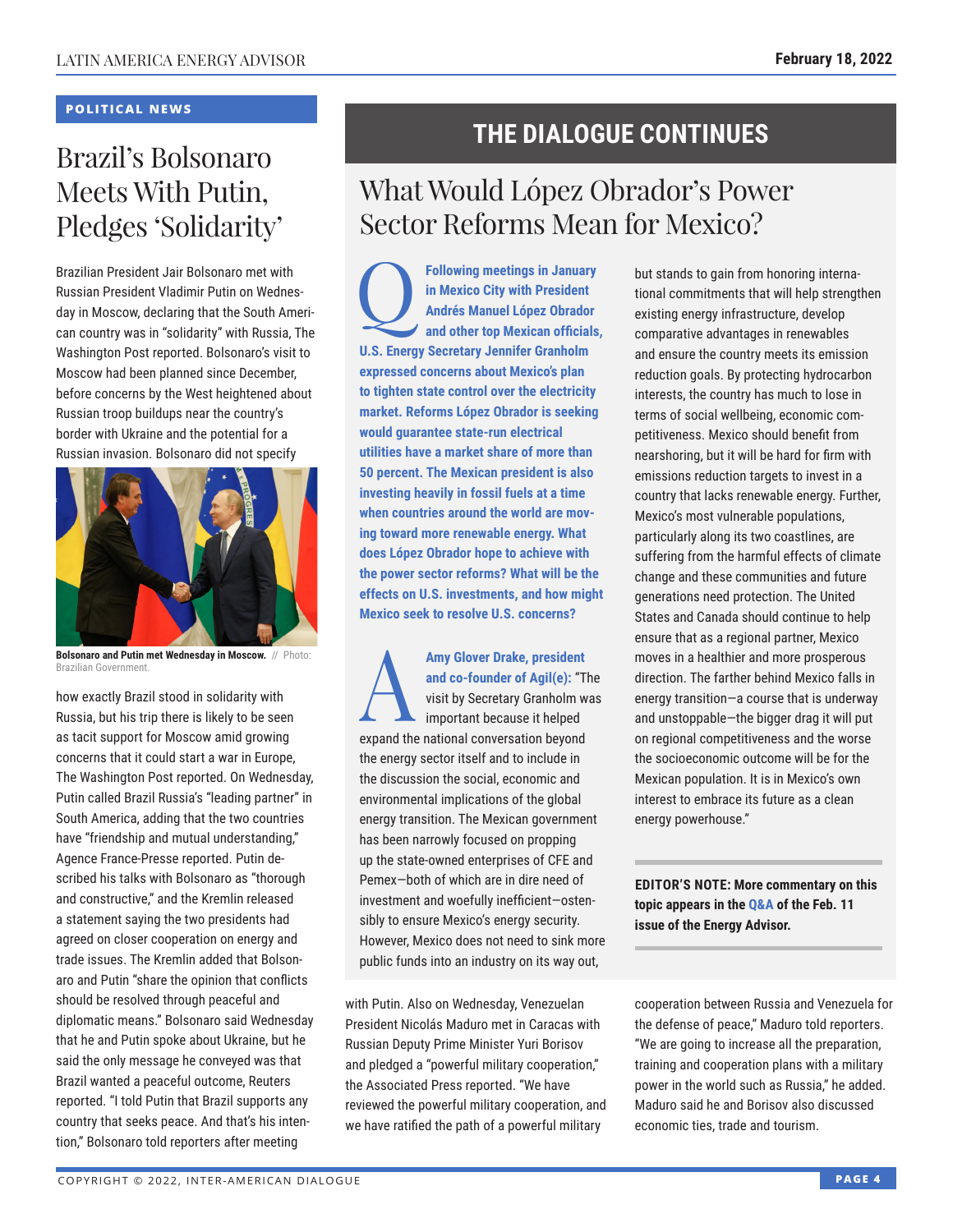## POLITICAL NEWS

# Brazil's Bolsonaro Meets With Putin, Pledges 'Solidarity'

Brazilian President Jair Bolsonaro met with Russian President Vladimir Putin on Wednesday in Moscow, declaring that the South American country was in "solidarity" with Russia, The Washington Post reported. Bolsonaro's visit to Moscow had been planned since December, before concerns by the West heightened about Russian troop buildups near the country's border with Ukraine and the potential for a Russian invasion. Bolsonaro did not specify how exactly Brazil stood in solidarity with Russia, but his trip there is likely to be seen as tacit support for Moscow amid growing concerns that it could start a war in Europe, The Washington Post reported. On Wednesday, Putin called Brazil Russia's "leading partner" in South America, adding that the two countries have "friendship and mutual understanding," Agence France-Presse reported. Putin described his talks with Bolsonaro as "thorough and constructive," and the Kremlin released a statement saying the two presidents had agreed on closer cooperation on energy and trade issues. The Kremlin added that Bolsonaro and Putin "share the opinion that conflicts should be resolved through peaceful and diplomatic means." Bolsonaro said Wednesday that he and Putin spoke about Ukraine, but he said the only message he conveyed was that Brazil wanted a peaceful outcome, Reuters reported. "I told Putin that Brazil supports any country that seeks peace. And that's his intention," Bolsonaro told reporters after meeting with Putin. Also on Wednesday, Venezuelan President Nicolás Maduro met in Caracas with Russian Deputy Prime Minister Yuri Borisov and pledged a "powerful military cooperation," the Associated Press reported. "We have reviewed the powerful military cooperation, and we have ratified the path of a powerful military cooperation between Russia and Venezuela for the defense of peace," Maduro told reporters. "We are going to increase all the preparation, training and cooperation plans with a military power in the world such as Russia," he added. Maduro said he and Borisov also discussed economic ties, trade and tourism.

**Bolsonaro and Putin met Wednesday in Moscow.** // Photo: Brazilian Government.

## THE DIALOGUE CONTINUES

# What Would López Obrador's Power Sector Reforms Mean for Mexico?

**Q: Following meetings in January in Mexico City with President Andrés Manuel López Obrador and other top Mexican officials, U.S. Energy Secretary Jennifer Granholm expressed concerns about Mexico's plan to tighten state control over the electricity market. Reforms López Obrador is seeking would guarantee state-run electrical utilities have a market share of more than 50 percent. The Mexican president is also investing heavily in fossil fuels at a time when countries around the world are moving toward more renewable energy. What does López Obrador hope to achieve with the power sector reforms? What will be the effects on U.S. investments, and how might Mexico seek to resolve U.S. concerns?**

**A: Amy Glover Drake, president and co-founder of Agil(e):** "The visit by Secretary Granholm was important because it helped expand the national conversation beyond the energy sector itself and to include in the discussion the social, economic and environmental implications of the global energy transition. The Mexican government has been narrowly focused on propping up the state-owned enterprises of CFE and Pemex—both of which are in dire need of investment and woefully inefficient—ostensibly to ensure Mexico's energy security. However, Mexico does not need to sink more public funds into an industry on its way out, but stands to gain from honoring international commitments that will help strengthen existing energy infrastructure, develop comparative advantages in renewables and ensure the country meets its emission reduction goals. By protecting hydrocarbon interests, the country has much to lose in terms of social wellbeing, economic competitiveness. Mexico should benefit from nearshoring, but it will be hard for firm with emissions reduction targets to invest in a country that lacks renewable energy. Further, Mexico's most vulnerable populations, particularly along its two coastlines, are suffering from the harmful effects of climate change and these communities and future generations need protection. The United States and Canada should continue to help ensure that as a regional partner, Mexico moves in a healthier and more prosperous direction. The farther behind Mexico falls in energy transition—a course that is underway and unstoppable—the bigger drag it will put on regional competitiveness and the worse the socioeconomic outcome will be for the Mexican population. It is in Mexico's own interest to embrace its future as a clean energy powerhouse."

**EDITOR'S NOTE: More commentary on this topic appears in the Q&A of the Feb. 11 issue of the Energy Advisor.**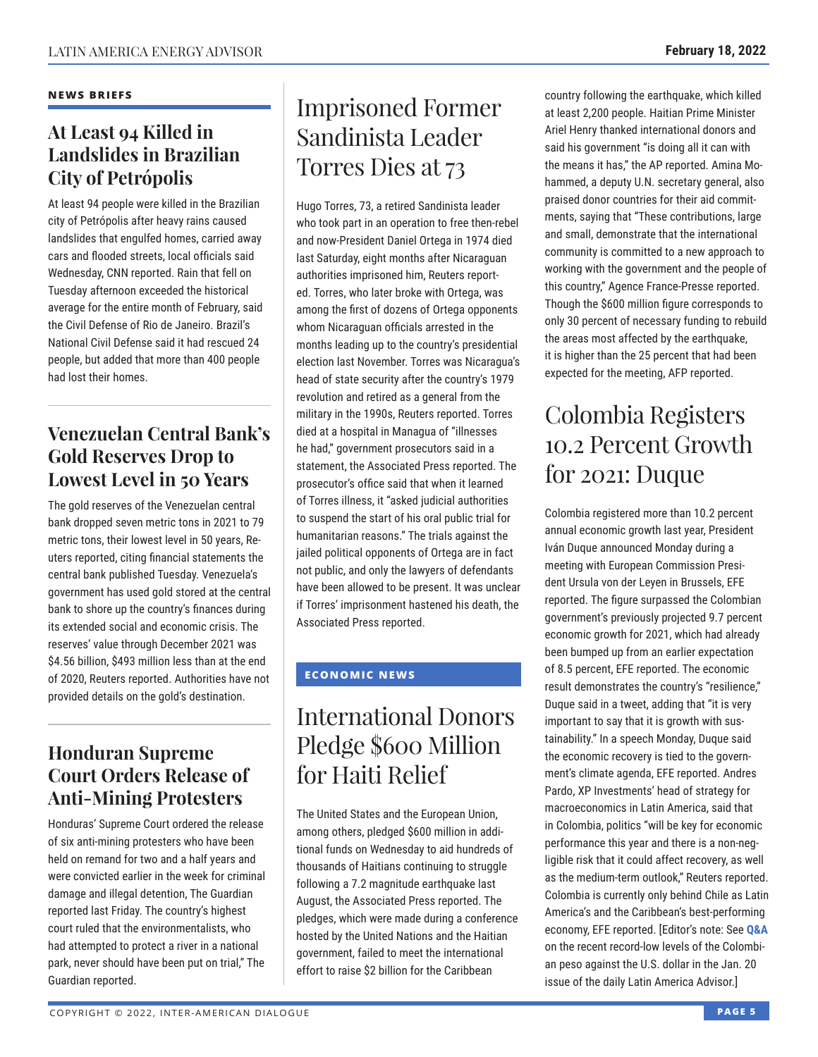## NEWS BRIEFS

### At Least 94 Killed in Landslides in Brazilian City of Petrópolis

At least 94 people were killed in the Brazilian city of Petrópolis after heavy rains caused landslides that engulfed homes, carried away cars and flooded streets, local officials said Wednesday, CNN reported. Rain that fell on Tuesday afternoon exceeded the historical average for the entire month of February, said the Civil Defense of Rio de Janeiro. Brazil's National Civil Defense said it had rescued 24 people, but added that more than 400 people had lost their homes.

### Venezuelan Central Bank's Gold Reserves Drop to Lowest Level in 50 Years

The gold reserves of the Venezuelan central bank dropped seven metric tons in 2021 to 79 metric tons, their lowest level in 50 years, Reuters reported, citing financial statements the central bank published Tuesday. Venezuela's government has used gold stored at the central bank to shore up the country's finances during its extended social and economic crisis. The reserves' value through December 2021 was $4.56 billion, $493 million less than at the end of 2020, Reuters reported. Authorities have not provided details on the gold's destination.

### Honduran Supreme Court Orders Release of Anti-Mining Protesters

Honduras' Supreme Court ordered the release of six anti-mining protesters who have been held on remand for two and a half years and were convicted earlier in the week for criminal damage and illegal detention, The Guardian reported last Friday. The country's highest court ruled that the environmentalists, who had attempted to protect a river in a national park, never should have been put on trial," The Guardian reported.

## Imprisoned Former Sandinista Leader Torres Dies at 73

Hugo Torres, 73, a retired Sandinista leader who took part in an operation to free then-rebel and now-President Daniel Ortega in 1974 died last Saturday, eight months after Nicaraguan authorities imprisoned him, Reuters reported. Torres, who later broke with Ortega, was among the first of dozens of Ortega opponents whom Nicaraguan officials arrested in the months leading up to the country's presidential election last November. Torres was Nicaragua's head of state security after the country's 1979 revolution and retired as a general from the military in the 1990s, Reuters reported. Torres died at a hospital in Managua of "illnesses he had," government prosecutors said in a statement, the Associated Press reported. The prosecutor's office said that when it learned of Torres illness, it "asked judicial authorities to suspend the start of his oral public trial for humanitarian reasons." The trials against the jailed political opponents of Ortega are in fact not public, and only the lawyers of defendants have been allowed to be present. It was unclear if Torres' imprisonment hastened his death, the Associated Press reported.

## ECONOMIC NEWS

### International Donors Pledge $600 Million for Haiti Relief

The United States and the European Union, among others, pledged $600 million in additional funds on Wednesday to aid hundreds of thousands of Haitians continuing to struggle following a 7.2 magnitude earthquake last August, the Associated Press reported. The pledges, which were made during a conference hosted by the United Nations and the Haitian government, failed to meet the international effort to raise $2 billion for the Caribbean country following the earthquake, which killed at least 2,200 people. Haitian Prime Minister Ariel Henry thanked international donors and said his government "is doing all it can with the means it has," the AP reported. Amina Mohammed, a deputy U.N. secretary general, also praised donor countries for their aid commitments, saying that "These contributions, large and small, demonstrate that the international community is committed to a new approach to working with the government and the people of this country," Agence France-Presse reported. Though the $600 million figure corresponds to only 30 percent of necessary funding to rebuild the areas most affected by the earthquake, it is higher than the 25 percent that had been expected for the meeting, AFP reported.

### Colombia Registers 10.2 Percent Growth for 2021: Duque

Colombia registered more than 10.2 percent annual economic growth last year, President Iván Duque announced Monday during a meeting with European Commission President Ursula von der Leyen in Brussels, EFE reported. The figure surpassed the Colombian government's previously projected 9.7 percent economic growth for 2021, which had already been bumped up from an earlier expectation of 8.5 percent, EFE reported. The economic result demonstrates the country's "resilience," Duque said in a tweet, adding that "it is very important to say that it is growth with sustainability." In a speech Monday, Duque said the economic recovery is tied to the government's climate agenda, EFE reported. Andres Pardo, XP Investments' head of strategy for macroeconomics in Latin America, said that in Colombia, politics "will be key for economic performance this year and there is a non-negligible risk that it could affect recovery, as well as the medium-term outlook," Reuters reported. Colombia is currently only behind Chile as Latin America's and the Caribbean's best-performing economy, EFE reported. [Editor's note: See **Q&A** on the recent record-low levels of the Colombian peso against the U.S. dollar in the Jan. 20 issue of the daily Latin America Advisor.]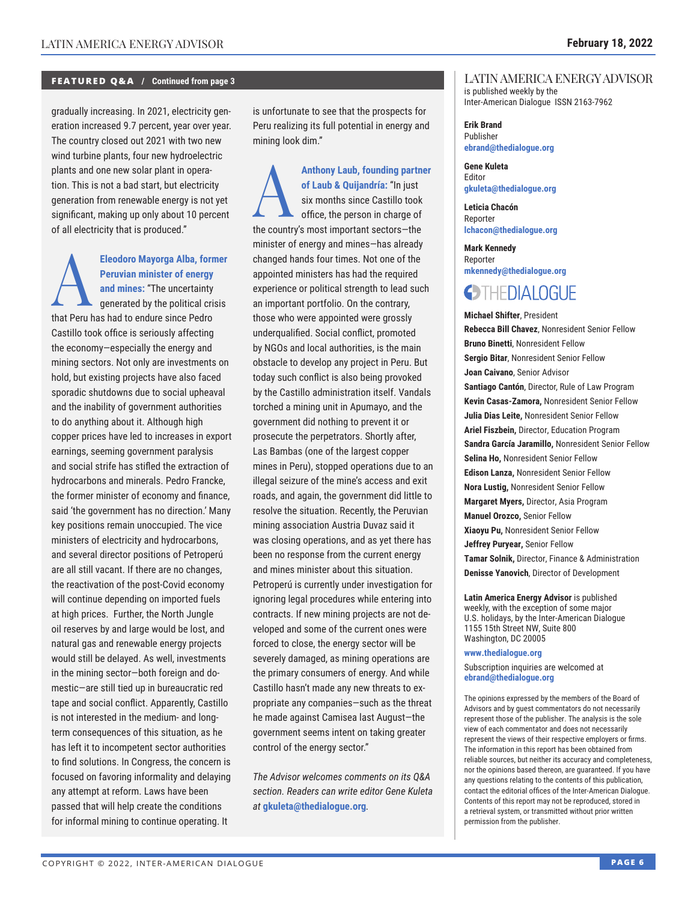**FEATURED Q&A / Continued from page 3**

gradually increasing. In 2021, electricity generation increased 9.7 percent, year over year. The country closed out 2021 with two new wind turbine plants, four new hydroelectric plants and one new solar plant in operation. This is not a bad start, but electricity generation from renewable energy is not yet significant, making up only about 10 percent of all electricity that is produced."

**A** **Eleodoro Mayorga Alba, former Peruvian minister of energy and mines:** "The uncertainty generated by the political crisis that Peru has had to endure since Pedro Castillo took office is seriously affecting the economy—especially the energy and mining sectors. Not only are investments on hold, but existing projects have also faced sporadic shutdowns due to social upheaval and the inability of government authorities to do anything about it. Although high copper prices have led to increases in export earnings, seeming government paralysis and social strife has stifled the extraction of hydrocarbons and minerals. Pedro Francke, the former minister of economy and finance, said 'the government has no direction.' Many key positions remain unoccupied. The vice ministers of electricity and hydrocarbons, and several director positions of Petroperú are all still vacant. If there are no changes, the reactivation of the post-Covid economy will continue depending on imported fuels at high prices. Further, the North Jungle oil reserves by and large would be lost, and natural gas and renewable energy projects would still be delayed. As well, investments in the mining sector—both foreign and domestic—are still tied up in bureaucratic red tape and social conflict. Apparently, Castillo is not interested in the medium- and long-term consequences of this situation, as he has left it to incompetent sector authorities to find solutions. In Congress, the concern is focused on favoring informality and delaying any attempt at reform. Laws have been passed that will help create the conditions for informal mining to continue operating. It is unfortunate to see that the prospects for Peru realizing its full potential in energy and mining look dim."

**A** **Anthony Laub, founding partner of Laub & Quijandría:** "In just six months since Castillo took office, the person in charge of the country's most important sectors—the minister of energy and mines—has already changed hands four times. Not one of the appointed ministers has had the required experience or political strength to lead such an important portfolio. On the contrary, those who were appointed were grossly underqualified. Social conflict, promoted by NGOs and local authorities, is the main obstacle to develop any project in Peru. But today such conflict is also being provoked by the Castillo administration itself. Vandals torched a mining unit in Apumayo, and the government did nothing to prevent it or prosecute the perpetrators. Shortly after, Las Bambas (one of the largest copper mines in Peru), stopped operations due to an illegal seizure of the mine's access and exit roads, and again, the government did little to resolve the situation. Recently, the Peruvian mining association Austria Duvaz said it was closing operations, and as yet there has been no response from the current energy and mines minister about this situation. Petroperú is currently under investigation for ignoring legal procedures while entering into contracts. If new mining projects are not developed and some of the current ones were forced to close, the energy sector will be severely damaged, as mining operations are the primary consumers of energy. And while Castillo hasn't made any new threats to expropriate any companies—such as the threat he made against Camisea last August—the government seems intent on taking greater control of the energy sector."

*The Advisor welcomes comments on its Q&A section. Readers can write editor Gene Kuleta at* ***gkuleta@thedialogue.org****.*

---

LATIN AMERICA ENERGY ADVISOR
is published weekly by the Inter-American Dialogue ISSN 2163-7962

**Erik Brand**
Publisher
**ebrand@thedialogue.org**

**Gene Kuleta**
Editor
**gkuleta@thedialogue.org**

**Leticia Chacón**
Reporter
**lchacon@thedialogue.org**

**Mark Kennedy**
Reporter
**mkennedy@thedialogue.org**

THEDIALOGUE

**Michael Shifter**, President
**Rebecca Bill Chavez**, Nonresident Senior Fellow
**Bruno Binetti**, Nonresident Fellow
**Sergio Bitar**, Nonresident Senior Fellow
**Joan Caivano**, Senior Advisor
**Santiago Cantón**, Director, Rule of Law Program
**Kevin Casas-Zamora,** Nonresident Senior Fellow
**Julia Dias Leite,** Nonresident Senior Fellow
**Ariel Fiszbein,** Director, Education Program
**Sandra García Jaramillo,** Nonresident Senior Fellow
**Selina Ho,** Nonresident Senior Fellow
**Edison Lanza,** Nonresident Senior Fellow
**Nora Lustig,** Nonresident Senior Fellow
**Margaret Myers,** Director, Asia Program
**Manuel Orozco,** Senior Fellow
**Xiaoyu Pu,** Nonresident Senior Fellow
**Jeffrey Puryear,** Senior Fellow
**Tamar Solnik,** Director, Finance & Administration
**Denisse Yanovich**, Director of Development

**Latin America Energy Advisor** is published weekly, with the exception of some major U.S. holidays, by the Inter-American Dialogue
1155 15th Street NW, Suite 800
Washington, DC 20005

**www.thedialogue.org**

Subscription inquiries are welcomed at **ebrand@thedialogue.org**

The opinions expressed by the members of the Board of Advisors and by guest commentators do not necessarily represent those of the publisher. The analysis is the sole view of each commentator and does not necessarily represent the views of their respective employers or firms. The information in this report has been obtained from reliable sources, but neither its accuracy and completeness, nor the opinions based thereon, are guaranteed. If you have any questions relating to the contents of this publication, contact the editorial offices of the Inter-American Dialogue. Contents of this report may not be reproduced, stored in a retrieval system, or transmitted without prior written permission from the publisher.